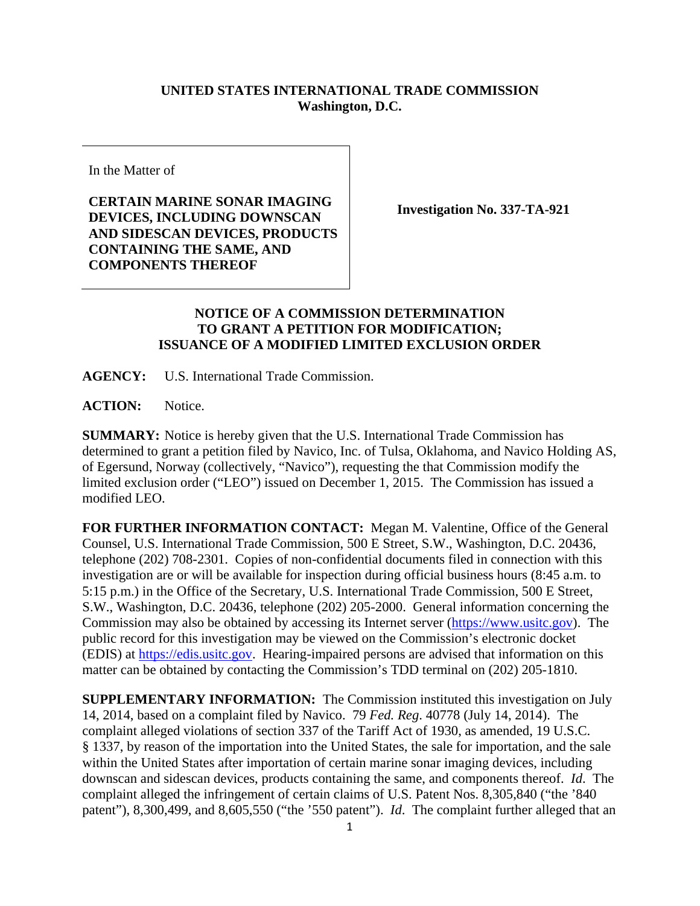**UNITED STATES INTERNATIONAL TRADE COMMISSION**
**Washington, D.C.**

In the Matter of

**CERTAIN MARINE SONAR IMAGING DEVICES, INCLUDING DOWNSCAN AND SIDESCAN DEVICES, PRODUCTS CONTAINING THE SAME, AND COMPONENTS THEREOF**

**Investigation No. 337-TA-921**

**NOTICE OF A COMMISSION DETERMINATION TO GRANT A PETITION FOR MODIFICATION; ISSUANCE OF A MODIFIED LIMITED EXCLUSION ORDER**

**AGENCY:** U.S. International Trade Commission.

**ACTION:** Notice.

**SUMMARY:** Notice is hereby given that the U.S. International Trade Commission has determined to grant a petition filed by Navico, Inc. of Tulsa, Oklahoma, and Navico Holding AS, of Egersund, Norway (collectively, "Navico"), requesting the that Commission modify the limited exclusion order ("LEO") issued on December 1, 2015. The Commission has issued a modified LEO.

**FOR FURTHER INFORMATION CONTACT:** Megan M. Valentine, Office of the General Counsel, U.S. International Trade Commission, 500 E Street, S.W., Washington, D.C. 20436, telephone (202) 708-2301. Copies of non-confidential documents filed in connection with this investigation are or will be available for inspection during official business hours (8:45 a.m. to 5:15 p.m.) in the Office of the Secretary, U.S. International Trade Commission, 500 E Street, S.W., Washington, D.C. 20436, telephone (202) 205-2000. General information concerning the Commission may also be obtained by accessing its Internet server (https://www.usitc.gov). The public record for this investigation may be viewed on the Commission's electronic docket (EDIS) at https://edis.usitc.gov. Hearing-impaired persons are advised that information on this matter can be obtained by contacting the Commission's TDD terminal on (202) 205-1810.

**SUPPLEMENTARY INFORMATION:** The Commission instituted this investigation on July 14, 2014, based on a complaint filed by Navico. 79 *Fed. Reg*. 40778 (July 14, 2014). The complaint alleged violations of section 337 of the Tariff Act of 1930, as amended, 19 U.S.C. § 1337, by reason of the importation into the United States, the sale for importation, and the sale within the United States after importation of certain marine sonar imaging devices, including downscan and sidescan devices, products containing the same, and components thereof. *Id*. The complaint alleged the infringement of certain claims of U.S. Patent Nos. 8,305,840 ("the '840 patent"), 8,300,499, and 8,605,550 ("the '550 patent"). *Id*. The complaint further alleged that an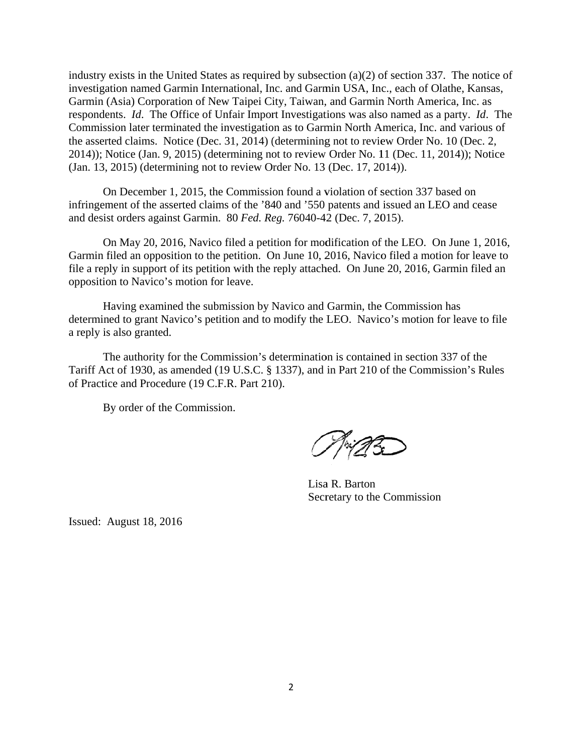industry exists in the United States as required by subsection (a)(2) of section 337. The notice of investigation named Garmin International, Inc. and Garmin USA, Inc., each of Olathe, Kansas, Garmin (Asia) Corporation of New Taipei City, Taiwan, and Garmin North America, Inc. as respondents. *Id.* The Office of Unfair Import Investigations was also named as a party. *Id*. The Commission later terminated the investigation as to Garmin North America, Inc. and various of the asserted claims. Notice (Dec. 31, 2014) (determining not to review Order No. 10 (Dec. 2, 2014)); Notice (Jan. 9, 2015) (determining not to review Order No. 11 (Dec. 11, 2014)); Notice (Jan. 13, 2015) (determining not to review Order No. 13 (Dec. 17, 2014)).

On December 1, 2015, the Commission found a violation of section 337 based on infringement of the asserted claims of the '840 and '550 patents and issued an LEO and cease and desist orders against Garmin. 80 *Fed. Reg.* 76040-42 (Dec. 7, 2015).

On May 20, 2016, Navico filed a petition for modification of the LEO. On June 1, 2016, Garmin filed an opposition to the petition. On June 10, 2016, Navico filed a motion for leave to file a reply in support of its petition with the reply attached. On June 20, 2016, Garmin filed an opposition to Navico's motion for leave.

Having examined the submission by Navico and Garmin, the Commission has determined to grant Navico's petition and to modify the LEO. Navico's motion for leave to file a reply is also granted.

The authority for the Commission's determination is contained in section 337 of the Tariff Act of 1930, as amended (19 U.S.C. § 1337), and in Part 210 of the Commission's Rules of Practice and Procedure (19 C.F.R. Part 210).

By order of the Commission.

Lisa R. Barton
Secretary to the Commission

Issued: August 18, 2016